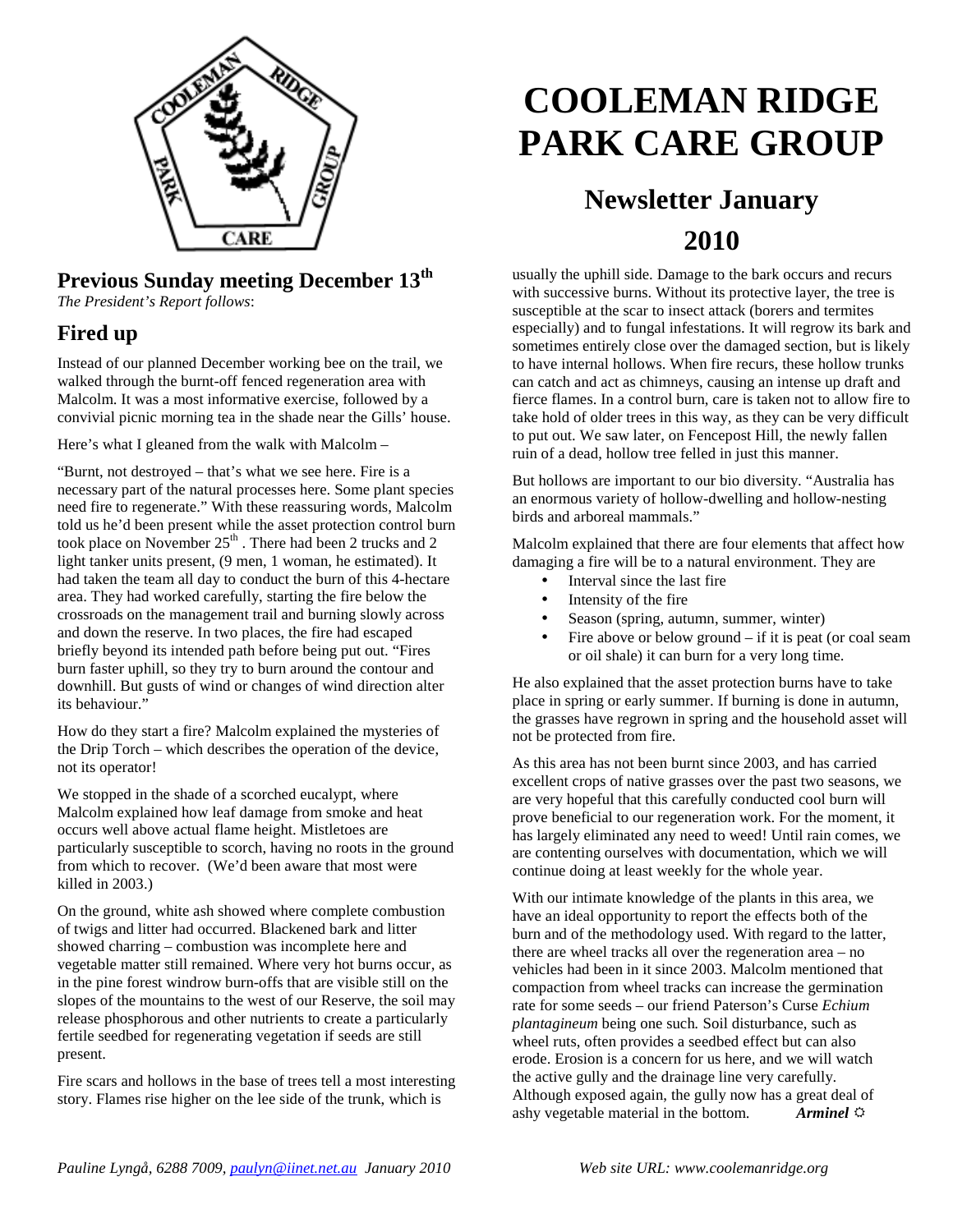# COOLEMAN RIDGE PARK CARE GROUP

## Newsletter January 2010

## Previous Sunday meeting December 13th

*The President's Report follows*:

## Fired up

Instead of our planned December working bee on the trail, we walked through the burnt-off fenced regeneration area with Malcolm. It was a most informative exercise, followed by a convivial picnic morning tea in the shade near the Gills' house.

Here's what I gleaned from the walk with Malcolm –

"Burnt, not destroyed – that's what we see here. Fire is a necessary part of the natural processes here. Some plant species need fire to regenerate." With these reassuring words, Malcolm told us he'd been present while the asset protection control burn took place on November 25th . There had been 2 trucks and 2 light tanker units present, (9 men, 1 woman, he estimated). It had taken the team all day to conduct the burn of this 4-hectare area. They had worked carefully, starting the fire below the crossroads on the management trail and burning slowly across and down the reserve. In two places, the fire had escaped briefly beyond its intended path before being put out. "Fires burn faster uphill, so they try to burn around the contour and downhill. But gusts of wind or changes of wind direction alter its behaviour."

How do they start a fire? Malcolm explained the mysteries of the Drip Torch – which describes the operation of the device, not its operator!

We stopped in the shade of a scorched eucalypt, where Malcolm explained how leaf damage from smoke and heat occurs well above actual flame height. Mistletoes are particularly susceptible to scorch, having no roots in the ground from which to recover. (We'd been aware that most were killed in 2003.)

On the ground, white ash showed where complete combustion of twigs and litter had occurred. Blackened bark and litter showed charring – combustion was incomplete here and vegetable matter still remained. Where very hot burns occur, as in the pine forest windrow burn-offs that are visible still on the slopes of the mountains to the west of our Reserve, the soil may release phosphorous and other nutrients to create a particularly fertile seedbed for regenerating vegetation if seeds are still present.

Fire scars and hollows in the base of trees tell a most interesting story. Flames rise higher on the lee side of the trunk, which is usually the uphill side. Damage to the bark occurs and recurs with successive burns. Without its protective layer, the tree is susceptible at the scar to insect attack (borers and termites especially) and to fungal infestations. It will regrow its bark and sometimes entirely close over the damaged section, but is likely to have internal hollows. When fire recurs, these hollow trunks can catch and act as chimneys, causing an intense up draft and fierce flames. In a control burn, care is taken not to allow fire to take hold of older trees in this way, as they can be very difficult to put out. We saw later, on Fencepost Hill, the newly fallen ruin of a dead, hollow tree felled in just this manner.

But hollows are important to our bio diversity. "Australia has an enormous variety of hollow-dwelling and hollow-nesting birds and arboreal mammals."

Malcolm explained that there are four elements that affect how damaging a fire will be to a natural environment. They are

- Interval since the last fire
- Intensity of the fire
- Season (spring, autumn, summer, winter)
- Fire above or below ground – if it is peat (or coal seam or oil shale) it can burn for a very long time.

He also explained that the asset protection burns have to take place in spring or early summer. If burning is done in autumn, the grasses have regrown in spring and the household asset will not be protected from fire.

As this area has not been burnt since 2003, and has carried excellent crops of native grasses over the past two seasons, we are very hopeful that this carefully conducted cool burn will prove beneficial to our regeneration work. For the moment, it has largely eliminated any need to weed! Until rain comes, we are contenting ourselves with documentation, which we will continue doing at least weekly for the whole year.

With our intimate knowledge of the plants in this area, we have an ideal opportunity to report the effects both of the burn and of the methodology used. With regard to the latter, there are wheel tracks all over the regeneration area – no vehicles had been in it since 2003. Malcolm mentioned that compaction from wheel tracks can increase the germination rate for some seeds – our friend Paterson's Curse *Echium plantagineum* being one such. Soil disturbance, such as wheel ruts, often provides a seedbed effect but can also erode. Erosion is a concern for us here, and we will watch the active gully and the drainage line very carefully. Although exposed again, the gully now has a great deal of ashy vegetable material in the bottom. ***Arminel*** ☼

*Pauline Lyngå, 6288 7009, paulyn@iinet.net.au January 2010* *Web site URL: www.coolemanridge.org*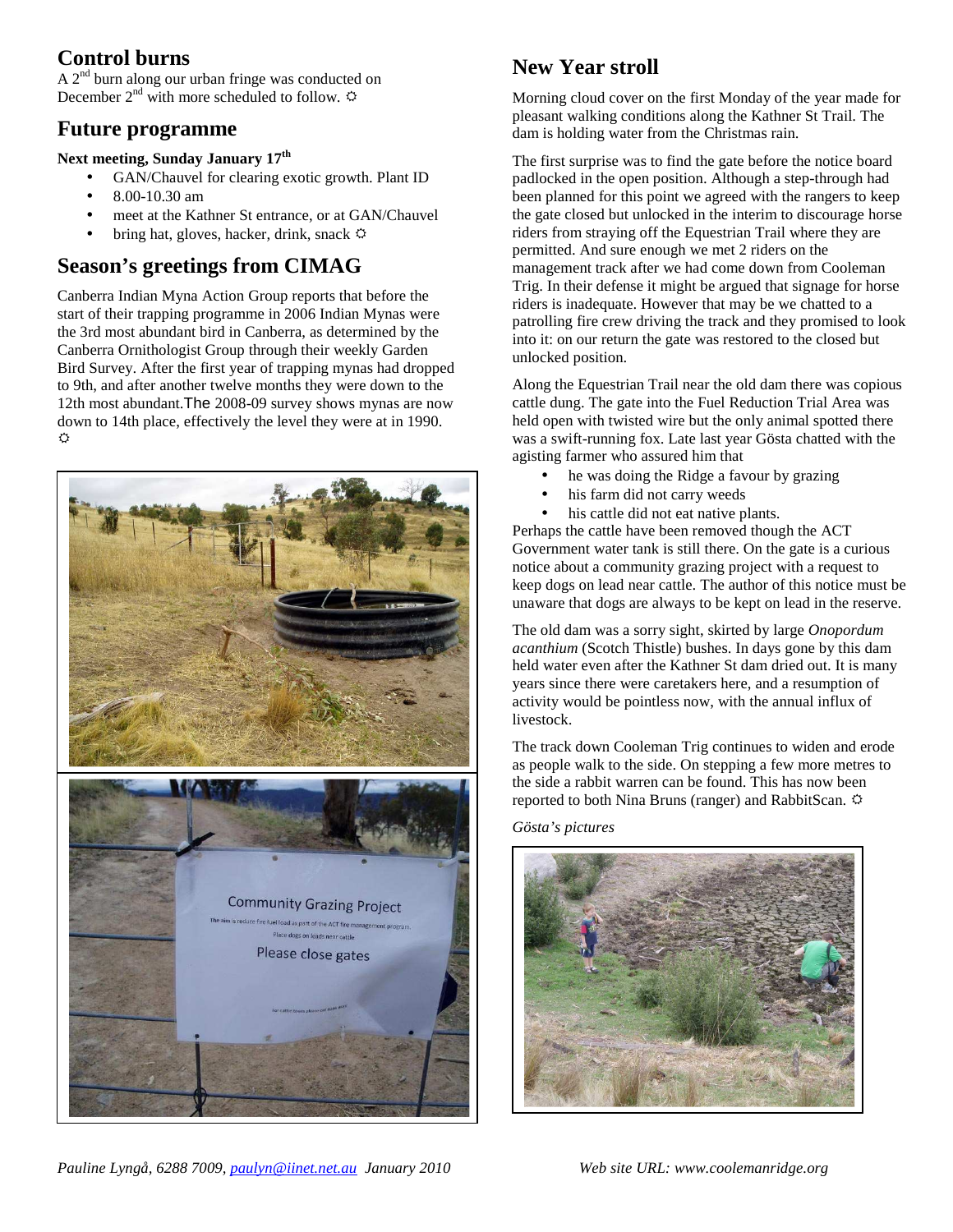## Control burns

A 2nd burn along our urban fringe was conducted on December 2nd with more scheduled to follow. ☼

## Future programme

**Next meeting, Sunday January 17th**

- GAN/Chauvel for clearing exotic growth. Plant ID
- 8.00-10.30 am
- meet at the Kathner St entrance, or at GAN/Chauvel
- bring hat, gloves, hacker, drink, snack ☼

## Season's greetings from CIMAG

Canberra Indian Myna Action Group reports that before the start of their trapping programme in 2006 Indian Mynas were the 3rd most abundant bird in Canberra, as determined by the Canberra Ornithologist Group through their weekly Garden Bird Survey. After the first year of trapping mynas had dropped to 9th, and after another twelve months they were down to the 12th most abundant. The 2008-09 survey shows mynas are now down to 14th place, effectively the level they were at in 1990. ☼

## New Year stroll

Morning cloud cover on the first Monday of the year made for pleasant walking conditions along the Kathner St Trail. The dam is holding water from the Christmas rain.

The first surprise was to find the gate before the notice board padlocked in the open position. Although a step-through had been planned for this point we agreed with the rangers to keep the gate closed but unlocked in the interim to discourage horse riders from straying off the Equestrian Trail where they are permitted. And sure enough we met 2 riders on the management track after we had come down from Cooleman Trig. In their defense it might be argued that signage for horse riders is inadequate. However that may be we chatted to a patrolling fire crew driving the track and they promised to look into it: on our return the gate was restored to the closed but unlocked position.

Along the Equestrian Trail near the old dam there was copious cattle dung. The gate into the Fuel Reduction Trial Area was held open with twisted wire but the only animal spotted there was a swift-running fox. Late last year Gösta chatted with the agisting farmer who assured him that

- he was doing the Ridge a favour by grazing
- his farm did not carry weeds
- his cattle did not eat native plants.

Perhaps the cattle have been removed though the ACT Government water tank is still there. On the gate is a curious notice about a community grazing project with a request to keep dogs on lead near cattle. The author of this notice must be unaware that dogs are always to be kept on lead in the reserve.

The old dam was a sorry sight, skirted by large *Onopordum acanthium* (Scotch Thistle) bushes. In days gone by this dam held water even after the Kathner St dam dried out. It is many years since there were caretakers here, and a resumption of activity would be pointless now, with the annual influx of livestock.

The track down Cooleman Trig continues to widen and erode as people walk to the side. On stepping a few more metres to the side a rabbit warren can be found. This has now been reported to both Nina Bruns (ranger) and RabbitScan. ☼

*Gösta's pictures*

*Pauline Lyngå, 6288 7009, paulyn@iinet.net.au January 2010*

*Web site URL: www.coolemanridge.org*